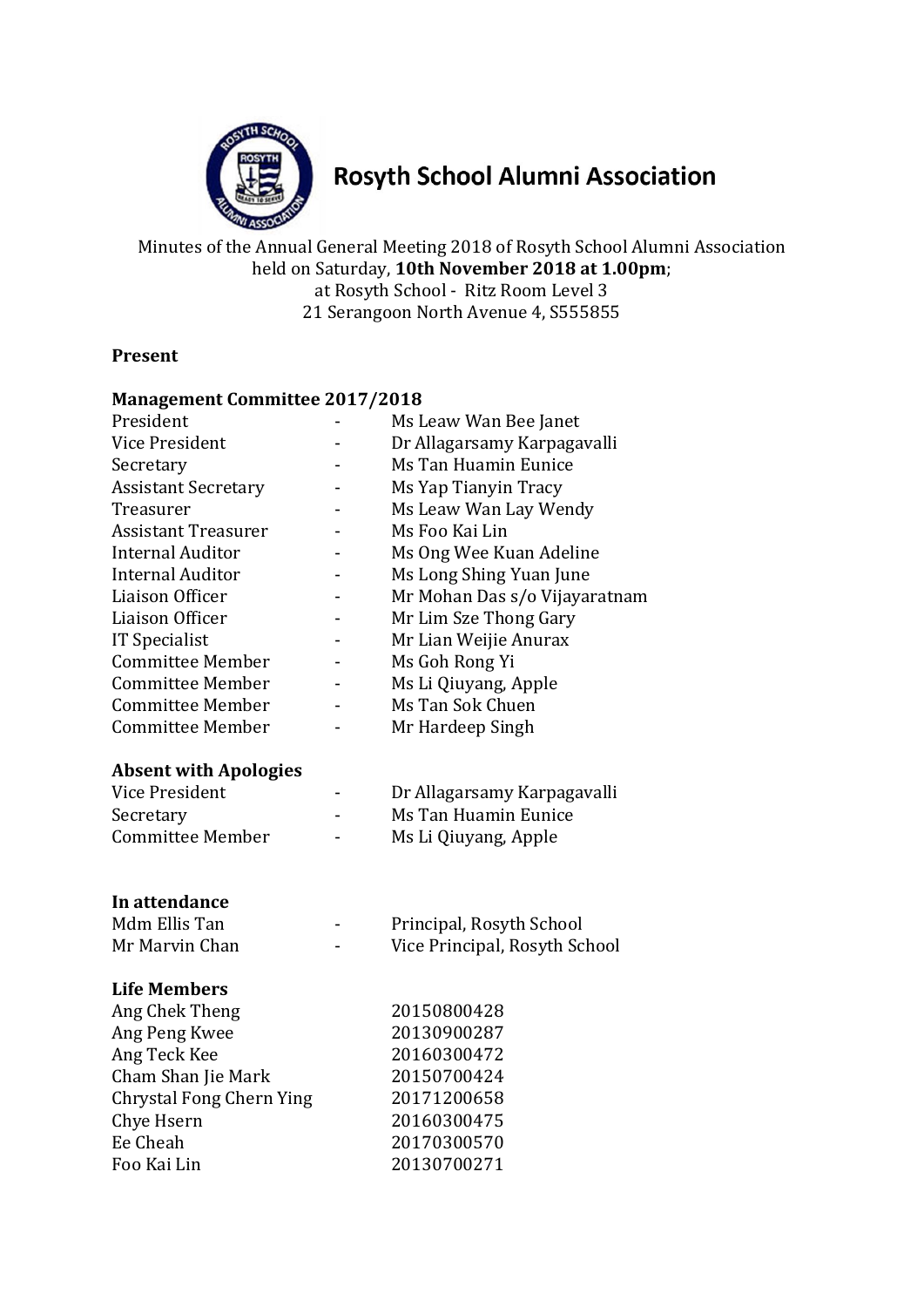# Rosyth School Alumni Association

Minutes of the Annual General Meeting 2018 of Rosyth School Alumni Association held on Saturday, **10th November 2018 at 1.00pm**; at Rosyth School - Ritz Room Level 3 21 Serangoon North Avenue 4, S555855

**Present**

**Management Committee 2017/2018**

| | | |
|---|---|---|
| President | - | Ms Leaw Wan Bee Janet |
| Vice President | - | Dr Allagarsamy Karpagavalli |
| Secretary | - | Ms Tan Huamin Eunice |
| Assistant Secretary | - | Ms Yap Tianyin Tracy |
| Treasurer | - | Ms Leaw Wan Lay Wendy |
| Assistant Treasurer | - | Ms Foo Kai Lin |
| Internal Auditor | - | Ms Ong Wee Kuan Adeline |
| Internal Auditor | - | Ms Long Shing Yuan June |
| Liaison Officer | - | Mr Mohan Das s/o Vijayaratnam |
| Liaison Officer | - | Mr Lim Sze Thong Gary |
| IT Specialist | - | Mr Lian Weijie Anurax |
| Committee Member | - | Ms Goh Rong Yi |
| Committee Member | - | Ms Li Qiuyang, Apple |
| Committee Member | - | Ms Tan Sok Chuen |
| Committee Member | - | Mr Hardeep Singh |

**Absent with Apologies**

| | | |
|---|---|---|
| Vice President | - | Dr Allagarsamy Karpagavalli |
| Secretary | - | Ms Tan Huamin Eunice |
| Committee Member | - | Ms Li Qiuyang, Apple |

**In attendance**

| | | |
|---|---|---|
| Mdm Ellis Tan | - | Principal, Rosyth School |
| Mr Marvin Chan | - | Vice Principal, Rosyth School |

**Life Members**

| | |
|---|---|
| Ang Chek Theng | 20150800428 |
| Ang Peng Kwee | 20130900287 |
| Ang Teck Kee | 20160300472 |
| Cham Shan Jie Mark | 20150700424 |
| Chrystal Fong Chern Ying | 20171200658 |
| Chye Hsern | 20160300475 |
| Ee Cheah | 20170300570 |
| Foo Kai Lin | 20130700271 |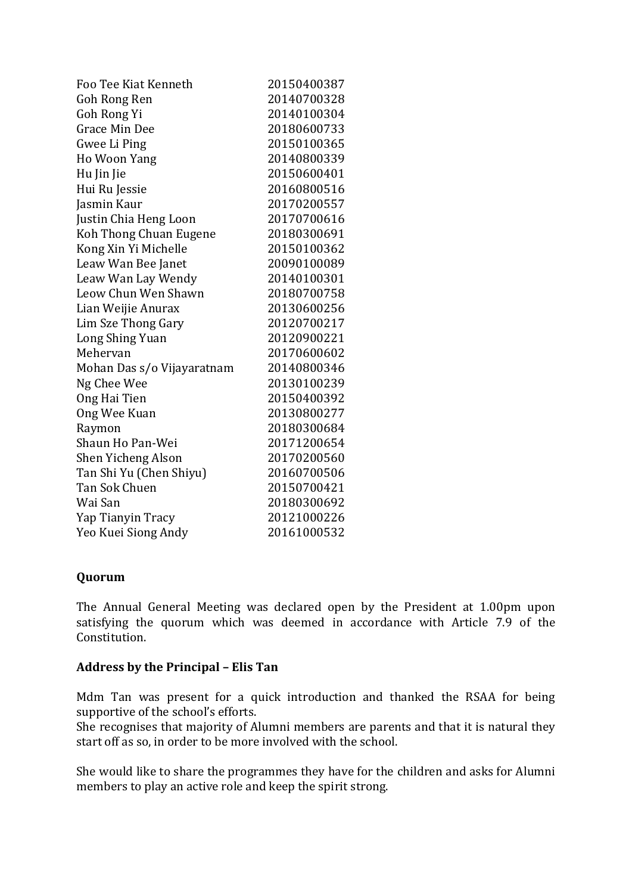| | |
|---|---|
| Foo Tee Kiat Kenneth | 20150400387 |
| Goh Rong Ren | 20140700328 |
| Goh Rong Yi | 20140100304 |
| Grace Min Dee | 20180600733 |
| Gwee Li Ping | 20150100365 |
| Ho Woon Yang | 20140800339 |
| Hu Jin Jie | 20150600401 |
| Hui Ru Jessie | 20160800516 |
| Jasmin Kaur | 20170200557 |
| Justin Chia Heng Loon | 20170700616 |
| Koh Thong Chuan Eugene | 20180300691 |
| Kong Xin Yi Michelle | 20150100362 |
| Leaw Wan Bee Janet | 20090100089 |
| Leaw Wan Lay Wendy | 20140100301 |
| Leow Chun Wen Shawn | 20180700758 |
| Lian Weijie Anurax | 20130600256 |
| Lim Sze Thong Gary | 20120700217 |
| Long Shing Yuan | 20120900221 |
| Mehervan | 20170600602 |
| Mohan Das s/o Vijayaratnam | 20140800346 |
| Ng Chee Wee | 20130100239 |
| Ong Hai Tien | 20150400392 |
| Ong Wee Kuan | 20130800277 |
| Raymon | 20180300684 |
| Shaun Ho Pan-Wei | 20171200654 |
| Shen Yicheng Alson | 20170200560 |
| Tan Shi Yu (Chen Shiyu) | 20160700506 |
| Tan Sok Chuen | 20150700421 |
| Wai San | 20180300692 |
| Yap Tianyin Tracy | 20121000226 |
| Yeo Kuei Siong Andy | 20161000532 |

**Quorum**

The Annual General Meeting was declared open by the President at 1.00pm upon satisfying the quorum which was deemed in accordance with Article 7.9 of the Constitution.

**Address by the Principal – Elis Tan**

Mdm Tan was present for a quick introduction and thanked the RSAA for being supportive of the school's efforts.
She recognises that majority of Alumni members are parents and that it is natural they start off as so, in order to be more involved with the school.

She would like to share the programmes they have for the children and asks for Alumni members to play an active role and keep the spirit strong.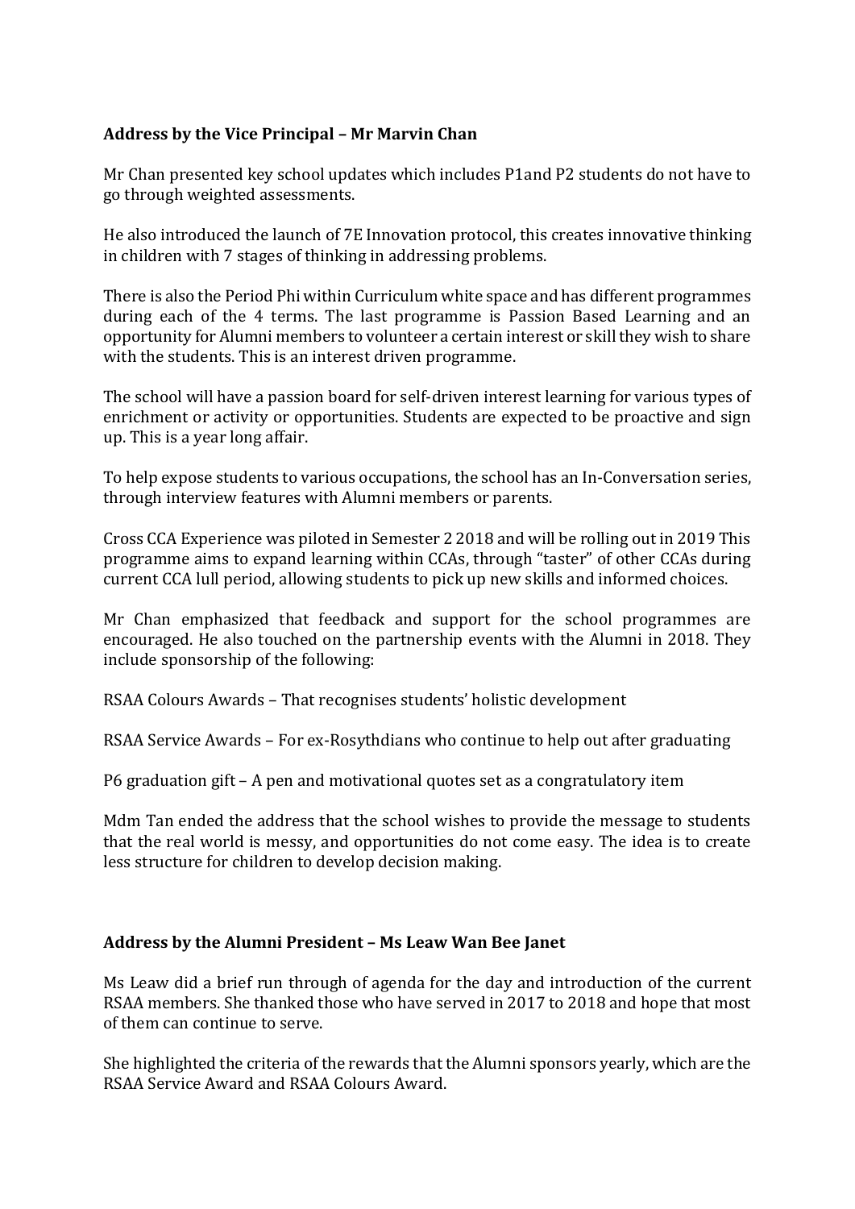**Address by the Vice Principal – Mr Marvin Chan**

Mr Chan presented key school updates which includes P1and P2 students do not have to go through weighted assessments.

He also introduced the launch of 7E Innovation protocol, this creates innovative thinking in children with 7 stages of thinking in addressing problems.

There is also the Period Phi within Curriculum white space and has different programmes during each of the 4 terms. The last programme is Passion Based Learning and an opportunity for Alumni members to volunteer a certain interest or skill they wish to share with the students. This is an interest driven programme.

The school will have a passion board for self-driven interest learning for various types of enrichment or activity or opportunities. Students are expected to be proactive and sign up. This is a year long affair.

To help expose students to various occupations, the school has an In-Conversation series, through interview features with Alumni members or parents.

Cross CCA Experience was piloted in Semester 2 2018 and will be rolling out in 2019 This programme aims to expand learning within CCAs, through "taster" of other CCAs during current CCA lull period, allowing students to pick up new skills and informed choices.

Mr Chan emphasized that feedback and support for the school programmes are encouraged. He also touched on the partnership events with the Alumni in 2018. They include sponsorship of the following:

RSAA Colours Awards – That recognises students' holistic development

RSAA Service Awards – For ex-Rosythdians who continue to help out after graduating

P6 graduation gift – A pen and motivational quotes set as a congratulatory item

Mdm Tan ended the address that the school wishes to provide the message to students that the real world is messy, and opportunities do not come easy. The idea is to create less structure for children to develop decision making.

**Address by the Alumni President – Ms Leaw Wan Bee Janet**

Ms Leaw did a brief run through of agenda for the day and introduction of the current RSAA members. She thanked those who have served in 2017 to 2018 and hope that most of them can continue to serve.

She highlighted the criteria of the rewards that the Alumni sponsors yearly, which are the RSAA Service Award and RSAA Colours Award.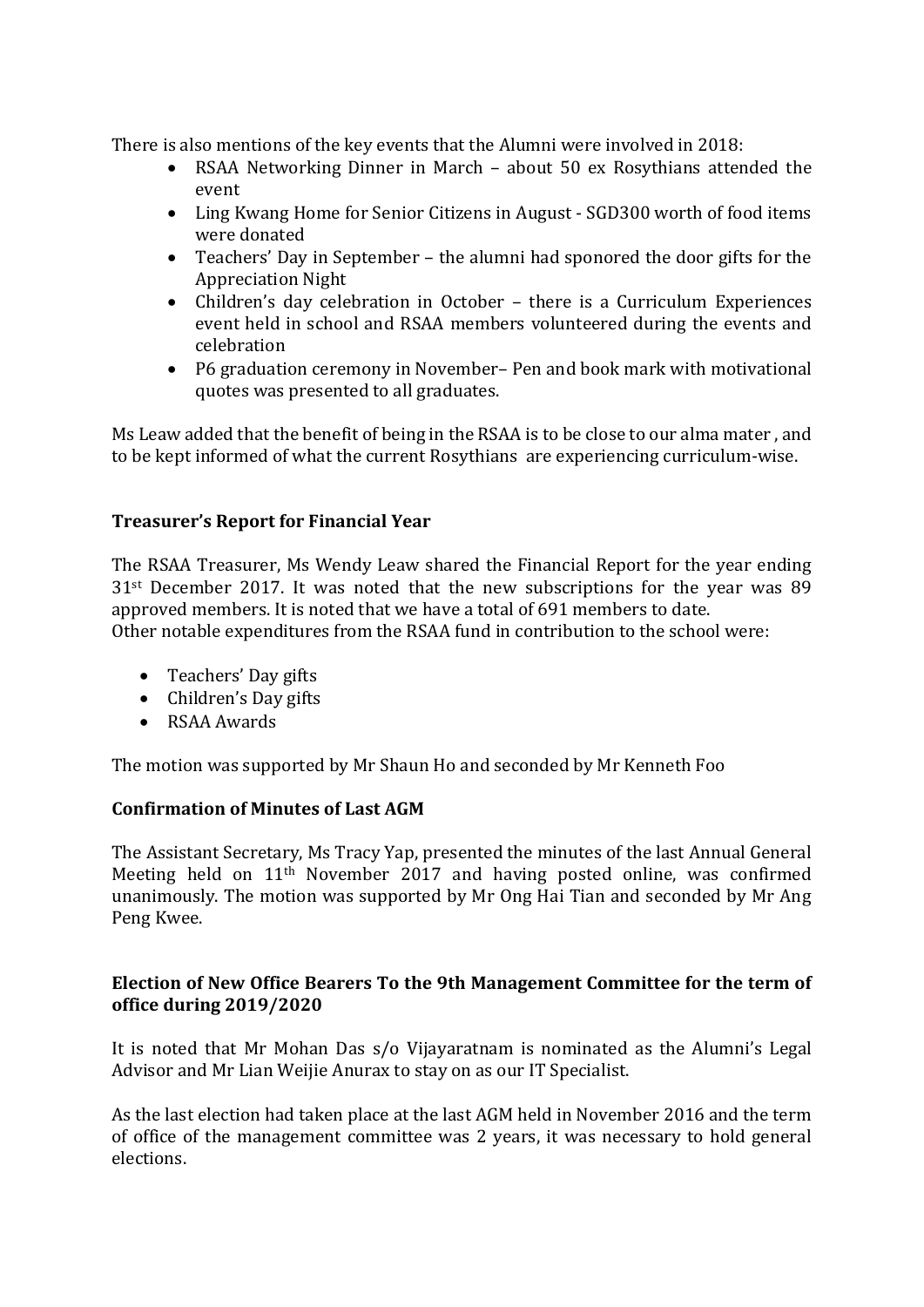There is also mentions of the key events that the Alumni were involved in 2018:

- RSAA Networking Dinner in March – about 50 ex Rosythians attended the event
- Ling Kwang Home for Senior Citizens in August - SGD300 worth of food items were donated
- Teachers' Day in September – the alumni had sponored the door gifts for the Appreciation Night
- Children's day celebration in October – there is a Curriculum Experiences event held in school and RSAA members volunteered during the events and celebration
- P6 graduation ceremony in November– Pen and book mark with motivational quotes was presented to all graduates.

Ms Leaw added that the benefit of being in the RSAA is to be close to our alma mater , and to be kept informed of what the current Rosythians are experiencing curriculum-wise.

**Treasurer's Report for Financial Year**

The RSAA Treasurer, Ms Wendy Leaw shared the Financial Report for the year ending 31st December 2017. It was noted that the new subscriptions for the year was 89 approved members. It is noted that we have a total of 691 members to date.
Other notable expenditures from the RSAA fund in contribution to the school were:

- Teachers' Day gifts
- Children's Day gifts
- RSAA Awards

The motion was supported by Mr Shaun Ho and seconded by Mr Kenneth Foo

**Confirmation of Minutes of Last AGM**

The Assistant Secretary, Ms Tracy Yap, presented the minutes of the last Annual General Meeting held on 11th November 2017 and having posted online, was confirmed unanimously. The motion was supported by Mr Ong Hai Tian and seconded by Mr Ang Peng Kwee.

**Election of New Office Bearers To the 9th Management Committee for the term of office during 2019/2020**

It is noted that Mr Mohan Das s/o Vijayaratnam is nominated as the Alumni's Legal Advisor and Mr Lian Weijie Anurax to stay on as our IT Specialist.

As the last election had taken place at the last AGM held in November 2016 and the term of office of the management committee was 2 years, it was necessary to hold general elections.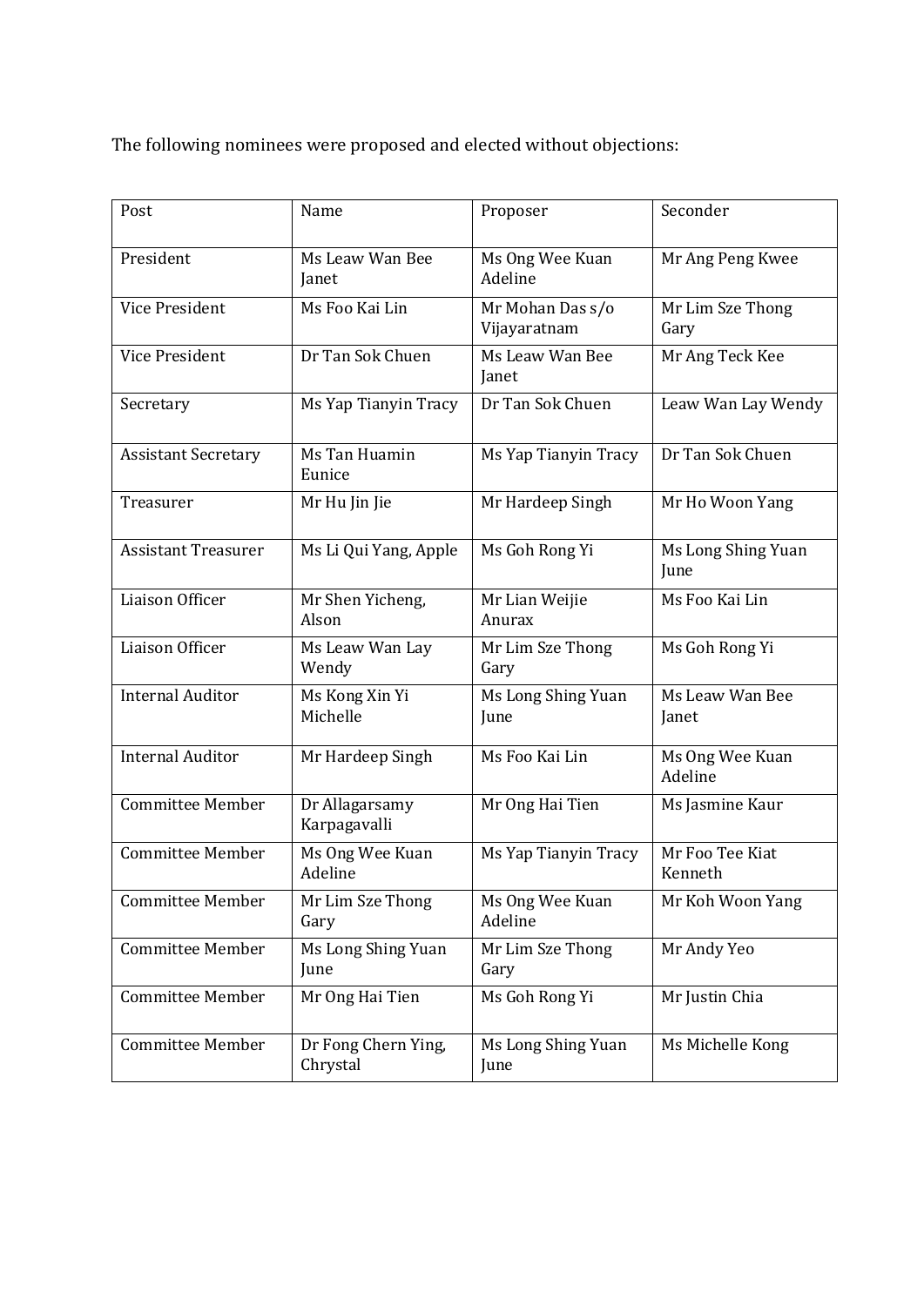The following nominees were proposed and elected without objections:

| Post | Name | Proposer | Seconder |
| --- | --- | --- | --- |
| President | Ms Leaw Wan Bee Janet | Ms Ong Wee Kuan Adeline | Mr Ang Peng Kwee |
| Vice President | Ms Foo Kai Lin | Mr Mohan Das s/o Vijayaratnam | Mr Lim Sze Thong Gary |
| Vice President | Dr Tan Sok Chuen | Ms Leaw Wan Bee Janet | Mr Ang Teck Kee |
| Secretary | Ms Yap Tianyin Tracy | Dr Tan Sok Chuen | Leaw Wan Lay Wendy |
| Assistant Secretary | Ms Tan Huamin Eunice | Ms Yap Tianyin Tracy | Dr Tan Sok Chuen |
| Treasurer | Mr Hu Jin Jie | Mr Hardeep Singh | Mr Ho Woon Yang |
| Assistant Treasurer | Ms Li Qui Yang, Apple | Ms Goh Rong Yi | Ms Long Shing Yuan June |
| Liaison Officer | Mr Shen Yicheng, Alson | Mr Lian Weijie Anurax | Ms Foo Kai Lin |
| Liaison Officer | Ms Leaw Wan Lay Wendy | Mr Lim Sze Thong Gary | Ms Goh Rong Yi |
| Internal Auditor | Ms Kong Xin Yi Michelle | Ms Long Shing Yuan June | Ms Leaw Wan Bee Janet |
| Internal Auditor | Mr Hardeep Singh | Ms Foo Kai Lin | Ms Ong Wee Kuan Adeline |
| Committee Member | Dr Allagarsamy Karpagavalli | Mr Ong Hai Tien | Ms Jasmine Kaur |
| Committee Member | Ms Ong Wee Kuan Adeline | Ms Yap Tianyin Tracy | Mr Foo Tee Kiat Kenneth |
| Committee Member | Mr Lim Sze Thong Gary | Ms Ong Wee Kuan Adeline | Mr Koh Woon Yang |
| Committee Member | Ms Long Shing Yuan June | Mr Lim Sze Thong Gary | Mr Andy Yeo |
| Committee Member | Mr Ong Hai Tien | Ms Goh Rong Yi | Mr Justin Chia |
| Committee Member | Dr Fong Chern Ying, Chrystal | Ms Long Shing Yuan June | Ms Michelle Kong |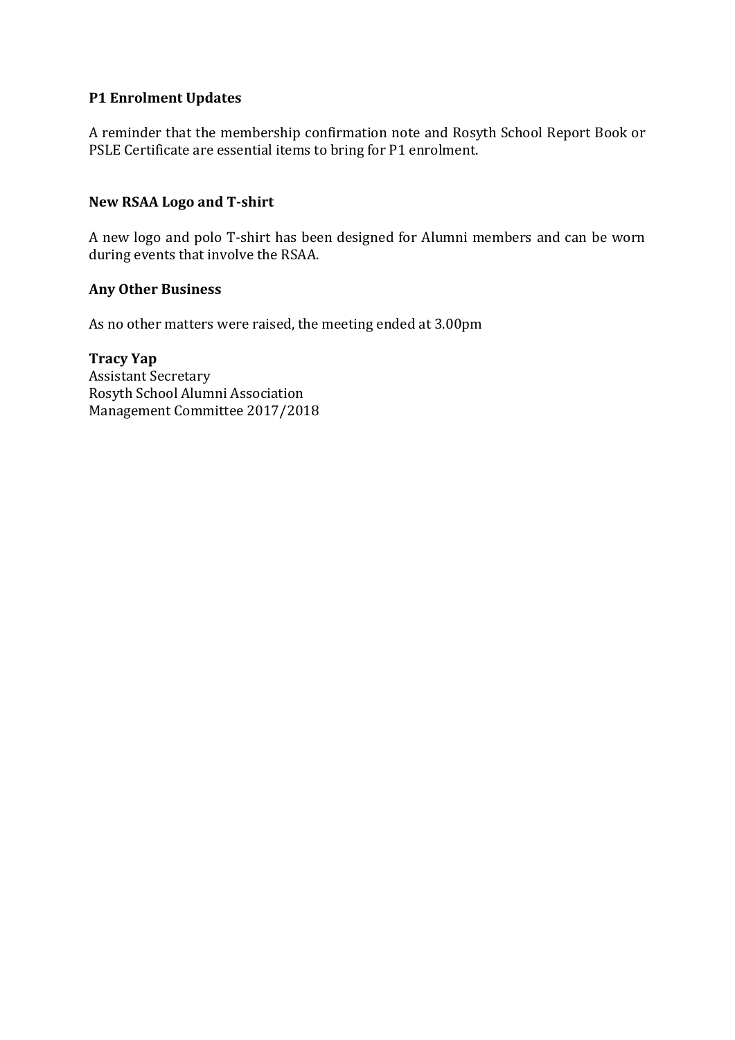**P1 Enrolment Updates**

A reminder that the membership confirmation note and Rosyth School Report Book or PSLE Certificate are essential items to bring for P1 enrolment.

**New RSAA Logo and T-shirt**

A new logo and polo T-shirt has been designed for Alumni members and can be worn during events that involve the RSAA.

**Any Other Business**

As no other matters were raised, the meeting ended at 3.00pm

**Tracy Yap**
Assistant Secretary
Rosyth School Alumni Association
Management Committee 2017/2018